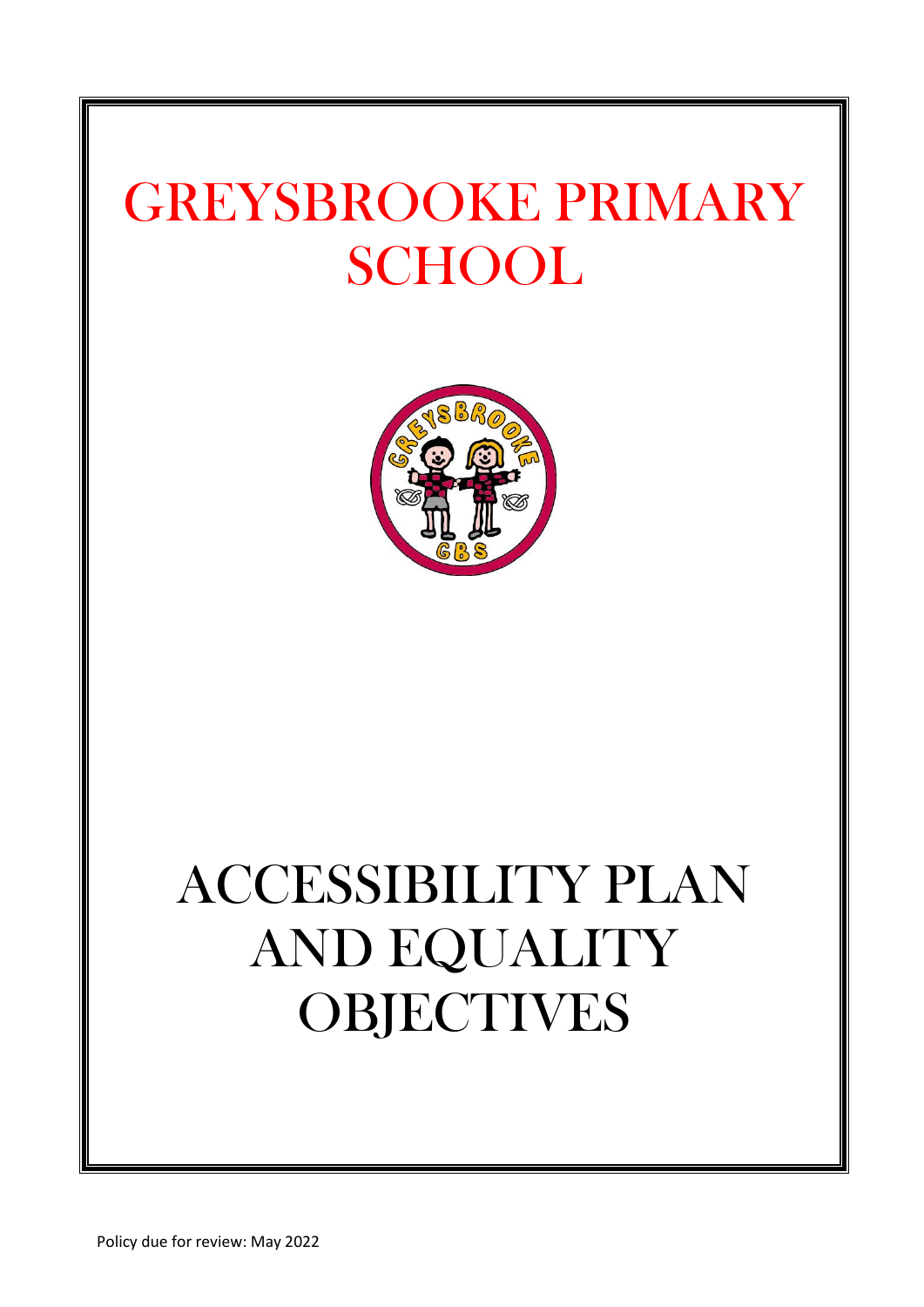# GREYSBROOKE PRIMARY SCHOOL

# ACCESSIBILITY PLAN AND EQUALITY OBJECTIVES

Policy due for review: May 2022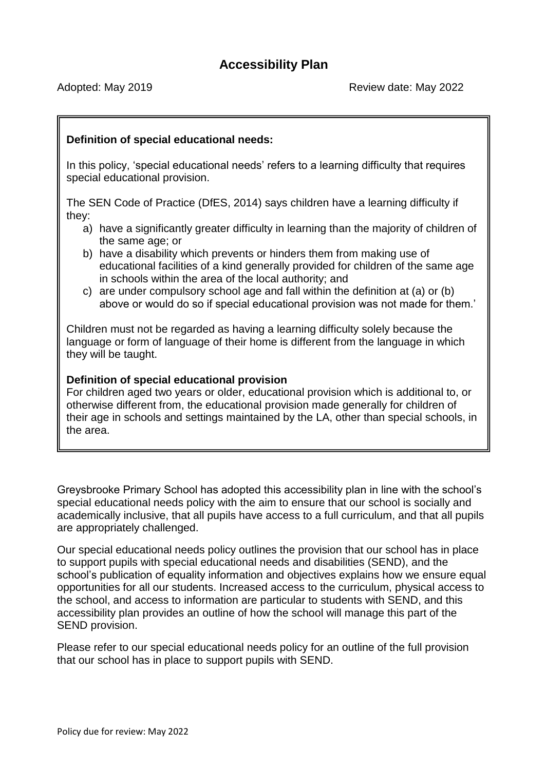# Accessibility Plan

Adopted: May 2019 Review date: May 2022

**Definition of special educational needs:**

In this policy, 'special educational needs' refers to a learning difficulty that requires special educational provision.

The SEN Code of Practice (DfES, 2014) says children have a learning difficulty if they:

a) have a significantly greater difficulty in learning than the majority of children of the same age; or
b) have a disability which prevents or hinders them from making use of educational facilities of a kind generally provided for children of the same age in schools within the area of the local authority; and
c) are under compulsory school age and fall within the definition at (a) or (b) above or would do so if special educational provision was not made for them.'

Children must not be regarded as having a learning difficulty solely because the language or form of language of their home is different from the language in which they will be taught.

**Definition of special educational provision**

For children aged two years or older, educational provision which is additional to, or otherwise different from, the educational provision made generally for children of their age in schools and settings maintained by the LA, other than special schools, in the area.

Greysbrooke Primary School has adopted this accessibility plan in line with the school's special educational needs policy with the aim to ensure that our school is socially and academically inclusive, that all pupils have access to a full curriculum, and that all pupils are appropriately challenged.

Our special educational needs policy outlines the provision that our school has in place to support pupils with special educational needs and disabilities (SEND), and the school's publication of equality information and objectives explains how we ensure equal opportunities for all our students. Increased access to the curriculum, physical access to the school, and access to information are particular to students with SEND, and this accessibility plan provides an outline of how the school will manage this part of the SEND provision.

Please refer to our special educational needs policy for an outline of the full provision that our school has in place to support pupils with SEND.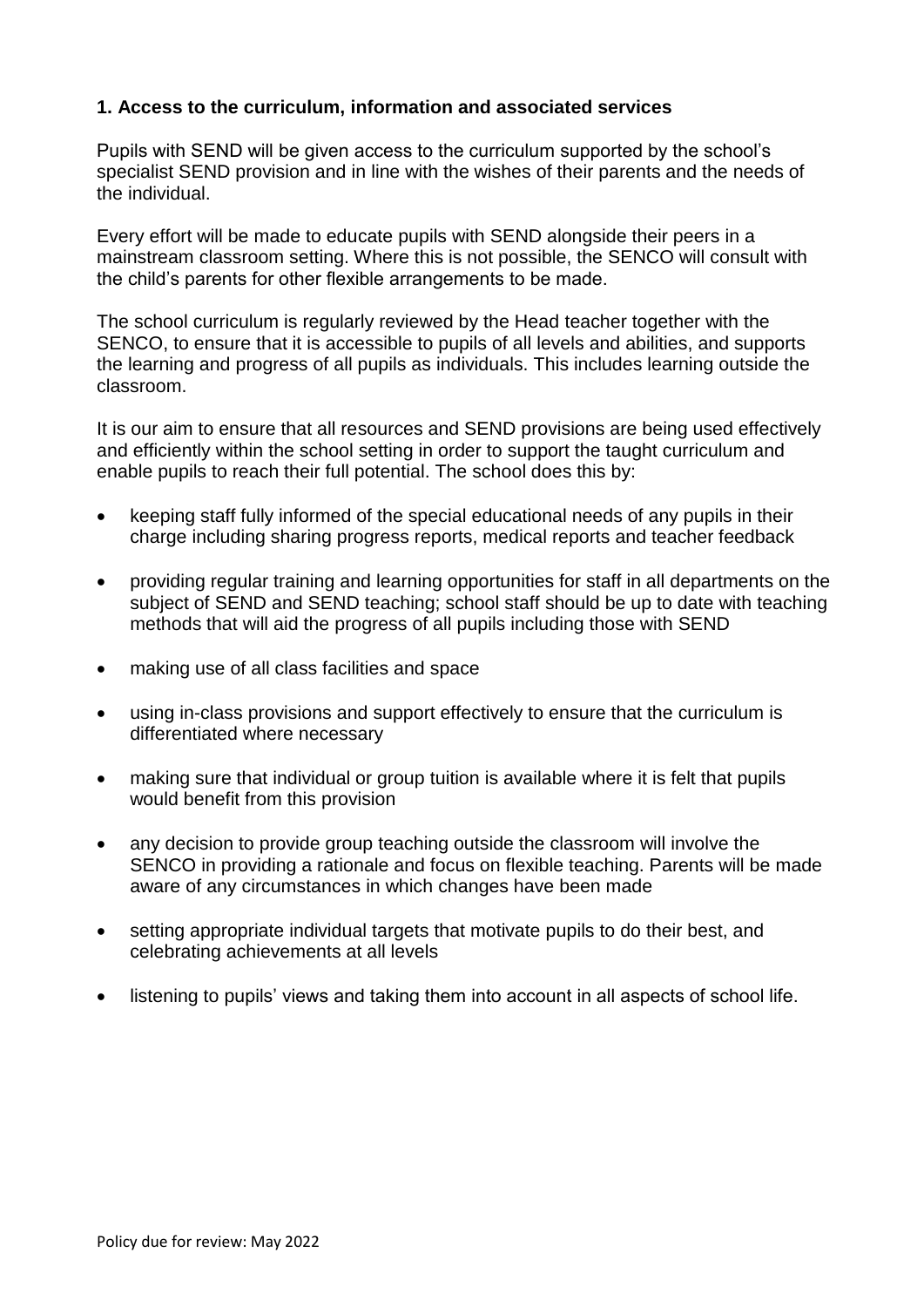### 1. Access to the curriculum, information and associated services

Pupils with SEND will be given access to the curriculum supported by the school's specialist SEND provision and in line with the wishes of their parents and the needs of the individual.

Every effort will be made to educate pupils with SEND alongside their peers in a mainstream classroom setting. Where this is not possible, the SENCO will consult with the child's parents for other flexible arrangements to be made.

The school curriculum is regularly reviewed by the Head teacher together with the SENCO, to ensure that it is accessible to pupils of all levels and abilities, and supports the learning and progress of all pupils as individuals. This includes learning outside the classroom.

It is our aim to ensure that all resources and SEND provisions are being used effectively and efficiently within the school setting in order to support the taught curriculum and enable pupils to reach their full potential. The school does this by:

- keeping staff fully informed of the special educational needs of any pupils in their charge including sharing progress reports, medical reports and teacher feedback
- providing regular training and learning opportunities for staff in all departments on the subject of SEND and SEND teaching; school staff should be up to date with teaching methods that will aid the progress of all pupils including those with SEND
- making use of all class facilities and space
- using in-class provisions and support effectively to ensure that the curriculum is differentiated where necessary
- making sure that individual or group tuition is available where it is felt that pupils would benefit from this provision
- any decision to provide group teaching outside the classroom will involve the SENCO in providing a rationale and focus on flexible teaching. Parents will be made aware of any circumstances in which changes have been made
- setting appropriate individual targets that motivate pupils to do their best, and celebrating achievements at all levels
- listening to pupils' views and taking them into account in all aspects of school life.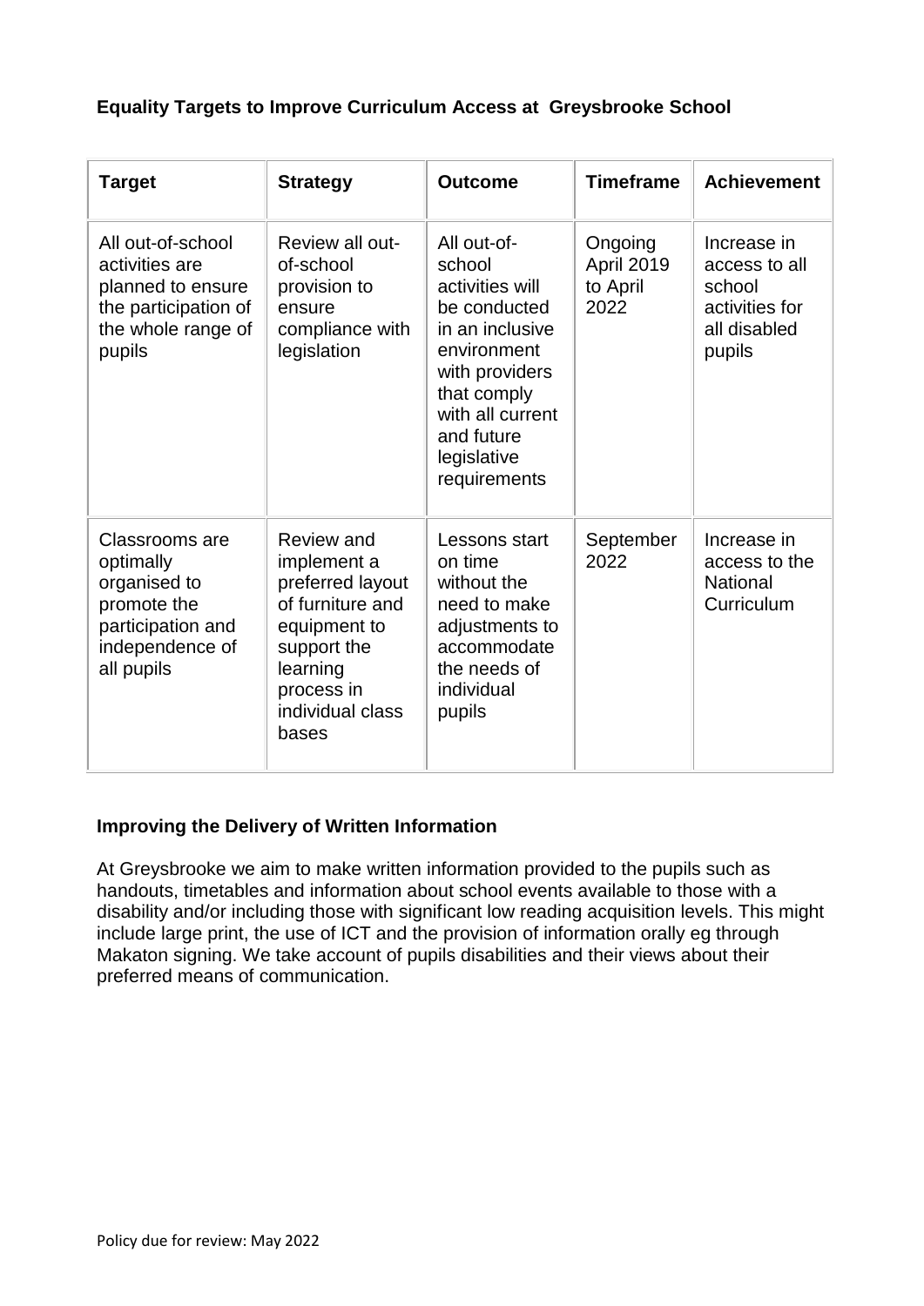**Equality Targets to Improve Curriculum Access at Greysbrooke School**

| Target | Strategy | Outcome | Timeframe | Achievement |
|---|---|---|---|---|
| All out-of-school activities are planned to ensure the participation of the whole range of pupils | Review all out-of-school provision to ensure compliance with legislation | All out-of-school activities will be conducted in an inclusive environment with providers that comply with all current and future legislative requirements | Ongoing April 2019 to April 2022 | Increase in access to all school activities for all disabled pupils |
| Classrooms are optimally organised to promote the participation and independence of all pupils | Review and implement a preferred layout of furniture and equipment to support the learning process in individual class bases | Lessons start on time without the need to make adjustments to accommodate the needs of individual pupils | September 2022 | Increase in access to the National Curriculum |

**Improving the Delivery of Written Information**

At Greysbrooke we aim to make written information provided to the pupils such as handouts, timetables and information about school events available to those with a disability and/or including those with significant low reading acquisition levels. This might include large print, the use of ICT and the provision of information orally eg through Makaton signing. We take account of pupils disabilities and their views about their preferred means of communication.

Policy due for review: May 2022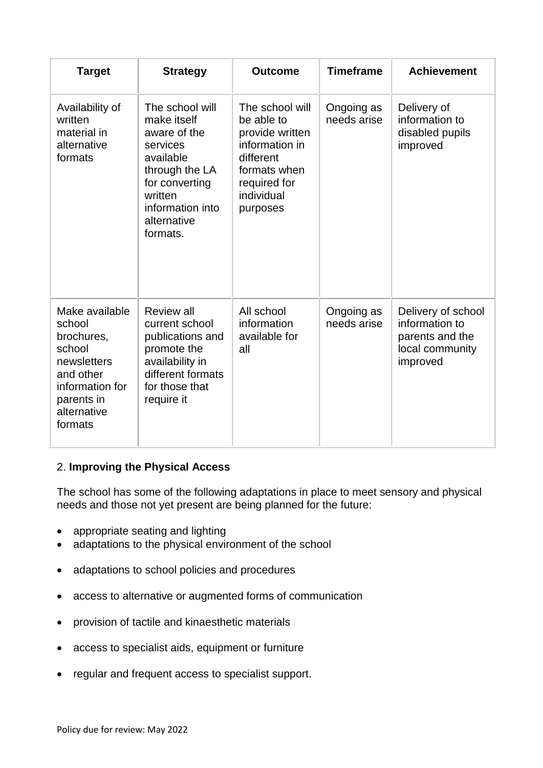| Target | Strategy | Outcome | Timeframe | Achievement |
|---|---|---|---|---|
| Availability of written material in alternative formats | The school will make itself aware of the services available through the LA for converting written information into alternative formats. | The school will be able to provide written information in different formats when required for individual purposes | Ongoing as needs arise | Delivery of information to disabled pupils improved |
| Make available school brochures, school newsletters and other information for parents in alternative formats | Review all current school publications and promote the availability in different formats for those that require it | All school information available for all | Ongoing as needs arise | Delivery of school information to parents and the local community improved |

2. **Improving the Physical Access**

The school has some of the following adaptations in place to meet sensory and physical needs and those not yet present are being planned for the future:

- appropriate seating and lighting
- adaptations to the physical environment of the school
- adaptations to school policies and procedures
- access to alternative or augmented forms of communication
- provision of tactile and kinaesthetic materials
- access to specialist aids, equipment or furniture
- regular and frequent access to specialist support.

Policy due for review: May 2022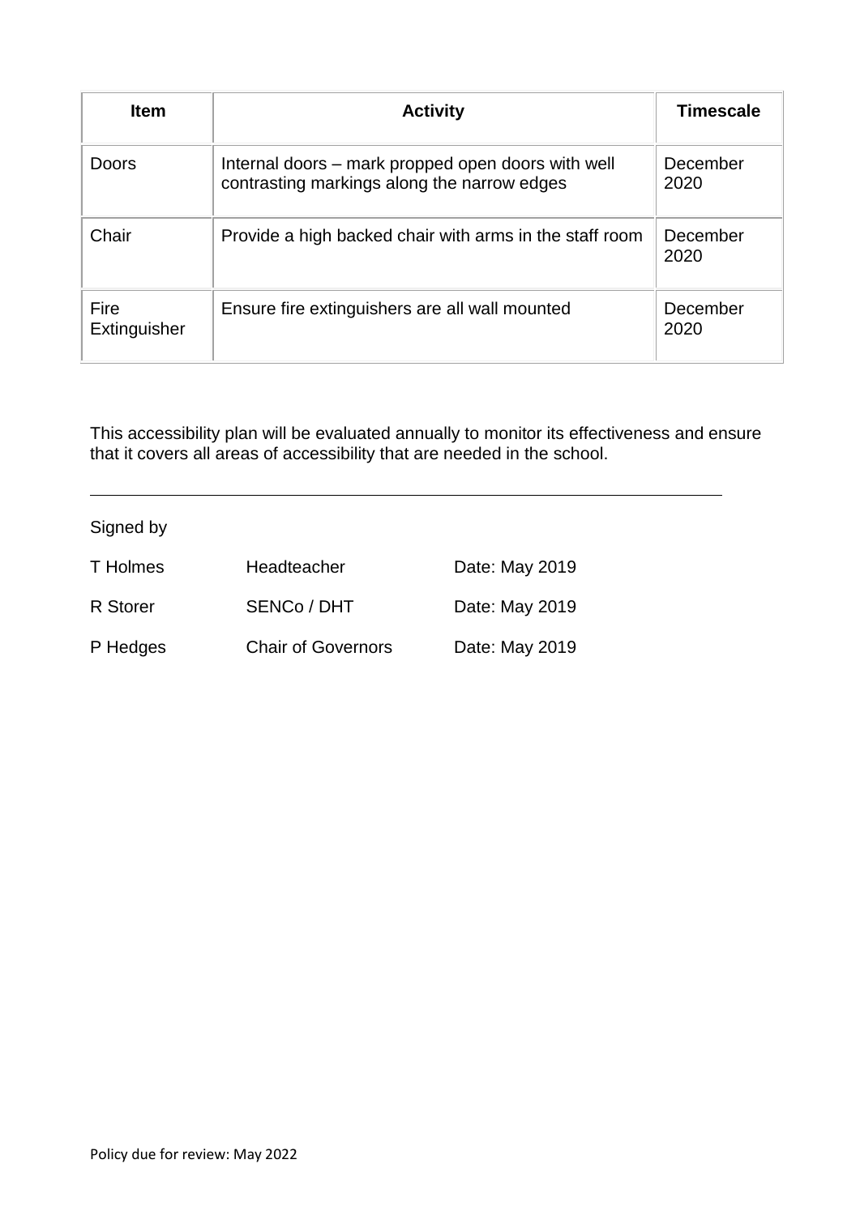| Item | Activity | Timescale |
|---|---|---|
| Doors | Internal doors – mark propped open doors with well contrasting markings along the narrow edges | December 2020 |
| Chair | Provide a high backed chair with arms in the staff room | December 2020 |
| Fire Extinguisher | Ensure fire extinguishers are all wall mounted | December 2020 |

This accessibility plan will be evaluated annually to monitor its effectiveness and ensure that it covers all areas of accessibility that are needed in the school.

---

Signed by

| | | |
|---|---|---|
| T Holmes | Headteacher | Date: May 2019 |
| R Storer | SENCo / DHT | Date: May 2019 |
| P Hedges | Chair of Governors | Date: May 2019 |

Policy due for review: May 2022